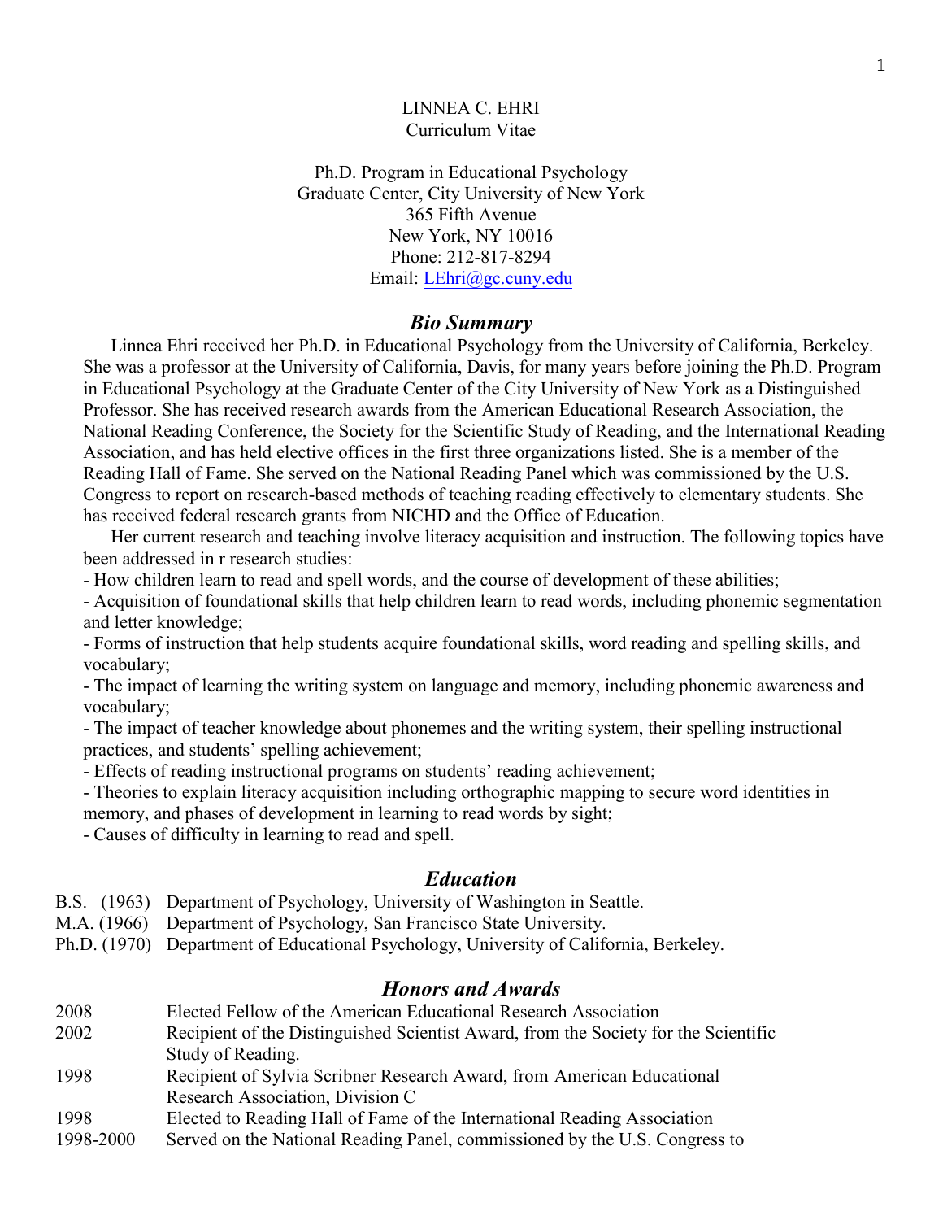# LINNEA C. EHRI
Curriculum Vitae

Ph.D. Program in Educational Psychology
Graduate Center, City University of New York
365 Fifth Avenue
New York, NY 10016
Phone: 212-817-8294
Email: [LEhri@gc.cuny.edu](mailto:LEhri@gc.cuny.edu)

## *Bio Summary*

Linnea Ehri received her Ph.D. in Educational Psychology from the University of California, Berkeley. She was a professor at the University of California, Davis, for many years before joining the Ph.D. Program in Educational Psychology at the Graduate Center of the City University of New York as a Distinguished Professor. She has received research awards from the American Educational Research Association, the National Reading Conference, the Society for the Scientific Study of Reading, and the International Reading Association, and has held elective offices in the first three organizations listed. She is a member of the Reading Hall of Fame. She served on the National Reading Panel which was commissioned by the U.S. Congress to report on research-based methods of teaching reading effectively to elementary students. She has received federal research grants from NICHD and the Office of Education.

Her current research and teaching involve literacy acquisition and instruction. The following topics have been addressed in r research studies:

- How children learn to read and spell words, and the course of development of these abilities;
- Acquisition of foundational skills that help children learn to read words, including phonemic segmentation and letter knowledge;
- Forms of instruction that help students acquire foundational skills, word reading and spelling skills, and vocabulary;
- The impact of learning the writing system on language and memory, including phonemic awareness and vocabulary;
- The impact of teacher knowledge about phonemes and the writing system, their spelling instructional practices, and students' spelling achievement;
- Effects of reading instructional programs on students' reading achievement;
- Theories to explain literacy acquisition including orthographic mapping to secure word identities in memory, and phases of development in learning to read words by sight;
- Causes of difficulty in learning to read and spell.

## *Education*

B.S. (1963) Department of Psychology, University of Washington in Seattle.
M.A. (1966) Department of Psychology, San Francisco State University.
Ph.D. (1970) Department of Educational Psychology, University of California, Berkeley.

## *Honors and Awards*

| | |
|---|---|
| 2008 | Elected Fellow of the American Educational Research Association |
| 2002 | Recipient of the Distinguished Scientist Award, from the Society for the Scientific Study of Reading. |
| 1998 | Recipient of Sylvia Scribner Research Award, from American Educational Research Association, Division C |
| 1998 | Elected to Reading Hall of Fame of the International Reading Association |
| 1998-2000 | Served on the National Reading Panel, commissioned by the U.S. Congress to |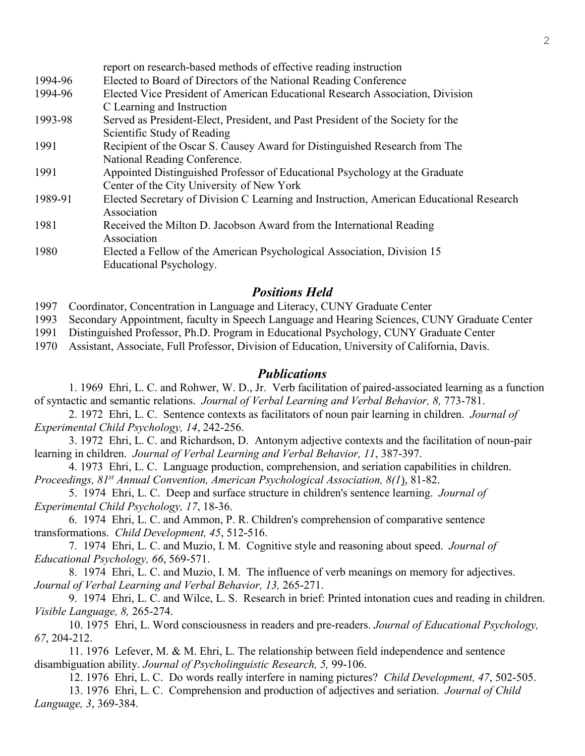| | |
|---|---|
| | report on research-based methods of effective reading instruction |
| 1994-96 | Elected to Board of Directors of the National Reading Conference |
| 1994-96 | Elected Vice President of American Educational Research Association, Division C Learning and Instruction |
| 1993-98 | Served as President-Elect, President, and Past President of the Society for the Scientific Study of Reading |
| 1991 | Recipient of the Oscar S. Causey Award for Distinguished Research from The National Reading Conference. |
| 1991 | Appointed Distinguished Professor of Educational Psychology at the Graduate Center of the City University of New York |
| 1989-91 | Elected Secretary of Division C Learning and Instruction, American Educational Research Association |
| 1981 | Received the Milton D. Jacobson Award from the International Reading Association |
| 1980 | Elected a Fellow of the American Psychological Association, Division 15 Educational Psychology. |

## *Positions Held*

1997 Coordinator, Concentration in Language and Literacy, CUNY Graduate Center
1993 Secondary Appointment, faculty in Speech Language and Hearing Sciences, CUNY Graduate Center
1991 Distinguished Professor, Ph.D. Program in Educational Psychology, CUNY Graduate Center
1970 Assistant, Associate, Full Professor, Division of Education, University of California, Davis.

## *Publications*

1. 1969 Ehri, L. C. and Rohwer, W. D., Jr. Verb facilitation of paired-associated learning as a function of syntactic and semantic relations. *Journal of Verbal Learning and Verbal Behavior, 8,* 773-781.

2. 1972 Ehri, L. C. Sentence contexts as facilitators of noun pair learning in children. *Journal of Experimental Child Psychology, 14*, 242-256.

3. 1972 Ehri, L. C. and Richardson, D. Antonym adjective contexts and the facilitation of noun-pair learning in children. *Journal of Verbal Learning and Verbal Behavior, 11*, 387-397.

4. 1973 Ehri, L. C. Language production, comprehension, and seriation capabilities in children. *Proceedings, 81st Annual Convention, American Psychological Association, 8(1)*, 81-82.

5. 1974 Ehri, L. C. Deep and surface structure in children's sentence learning. *Journal of Experimental Child Psychology, 17*, 18-36.

6. 1974 Ehri, L. C. and Ammon, P. R. Children's comprehension of comparative sentence transformations. *Child Development, 45*, 512-516.

7. 1974 Ehri, L. C. and Muzio, I. M. Cognitive style and reasoning about speed. *Journal of Educational Psychology, 66*, 569-571.

8. 1974 Ehri, L. C. and Muzio, I. M. The influence of verb meanings on memory for adjectives. *Journal of Verbal Learning and Verbal Behavior, 13,* 265-271.

9. 1974 Ehri, L. C. and Wilce, L. S. Research in brief: Printed intonation cues and reading in children. *Visible Language, 8,* 265-274.

10. 1975 Ehri, L. Word consciousness in readers and pre-readers. *Journal of Educational Psychology, 67*, 204-212.

11. 1976 Lefever, M. & M. Ehri, L. The relationship between field independence and sentence disambiguation ability. *Journal of Psycholinguistic Research, 5,* 99-106.

12. 1976 Ehri, L. C. Do words really interfere in naming pictures? *Child Development, 47*, 502-505.

13. 1976 Ehri, L. C. Comprehension and production of adjectives and seriation. *Journal of Child Language, 3*, 369-384.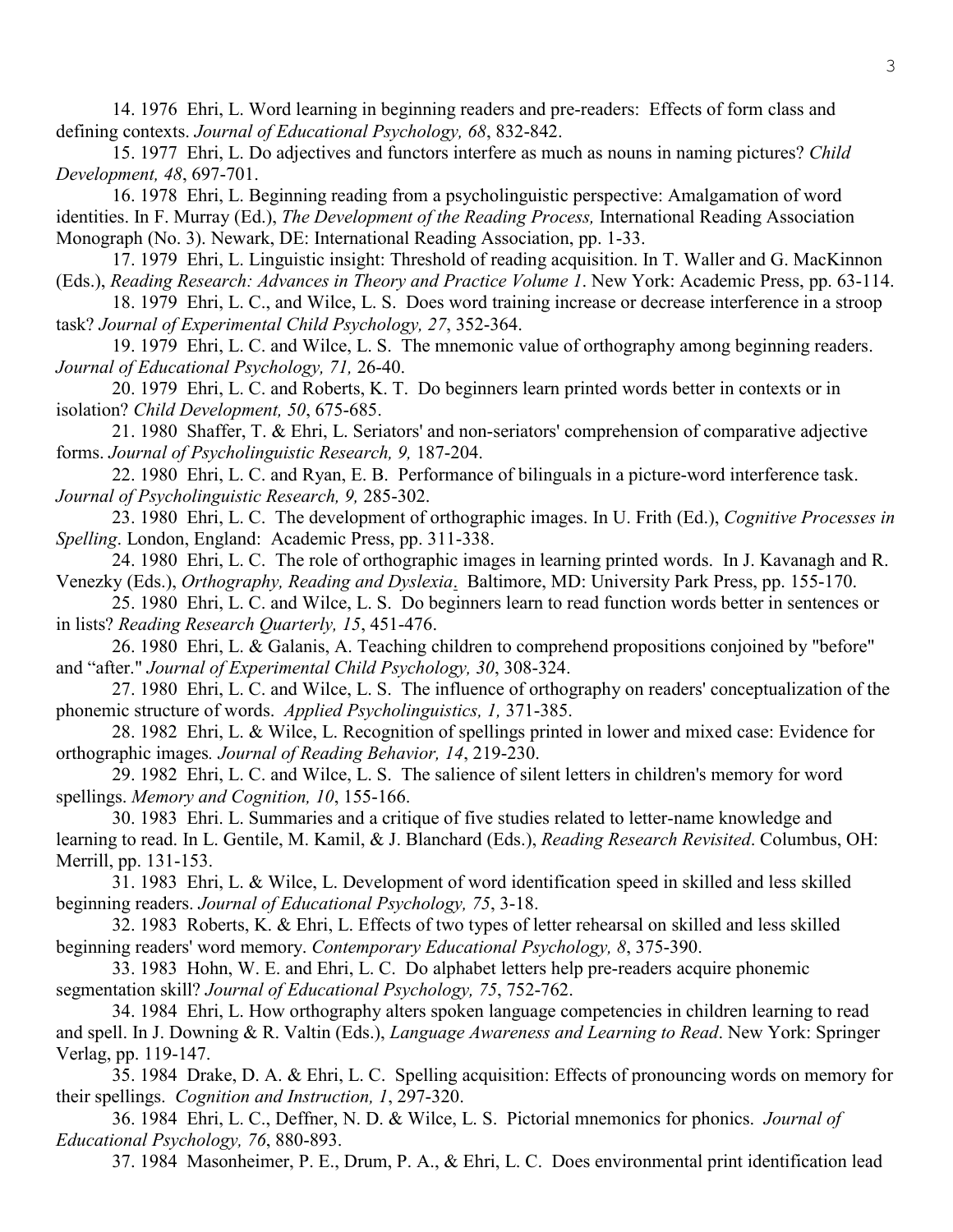14. 1976 Ehri, L. Word learning in beginning readers and pre-readers: Effects of form class and defining contexts. *Journal of Educational Psychology, 68*, 832-842.

15. 1977 Ehri, L. Do adjectives and functors interfere as much as nouns in naming pictures? *Child Development, 48*, 697-701.

16. 1978 Ehri, L. Beginning reading from a psycholinguistic perspective: Amalgamation of word identities. In F. Murray (Ed.), *The Development of the Reading Process,* International Reading Association Monograph (No. 3). Newark, DE: International Reading Association, pp. 1-33.

17. 1979 Ehri, L. Linguistic insight: Threshold of reading acquisition. In T. Waller and G. MacKinnon (Eds.), *Reading Research: Advances in Theory and Practice Volume 1*. New York: Academic Press, pp. 63-114.

18. 1979 Ehri, L. C., and Wilce, L. S. Does word training increase or decrease interference in a stroop task? *Journal of Experimental Child Psychology, 27*, 352-364.

19. 1979 Ehri, L. C. and Wilce, L. S. The mnemonic value of orthography among beginning readers. *Journal of Educational Psychology, 71,* 26-40.

20. 1979 Ehri, L. C. and Roberts, K. T. Do beginners learn printed words better in contexts or in isolation? *Child Development, 50*, 675-685.

21. 1980 Shaffer, T. & Ehri, L. Seriators' and non-seriators' comprehension of comparative adjective forms. *Journal of Psycholinguistic Research, 9,* 187-204.

22. 1980 Ehri, L. C. and Ryan, E. B. Performance of bilinguals in a picture-word interference task. *Journal of Psycholinguistic Research, 9,* 285-302.

23. 1980 Ehri, L. C. The development of orthographic images. In U. Frith (Ed.), *Cognitive Processes in Spelling*. London, England: Academic Press, pp. 311-338.

24. 1980 Ehri, L. C. The role of orthographic images in learning printed words. In J. Kavanagh and R. Venezky (Eds.), *Orthography, Reading and Dyslexia*. Baltimore, MD: University Park Press, pp. 155-170.

25. 1980 Ehri, L. C. and Wilce, L. S. Do beginners learn to read function words better in sentences or in lists? *Reading Research Quarterly, 15*, 451-476.

26. 1980 Ehri, L. & Galanis, A. Teaching children to comprehend propositions conjoined by "before" and "after." *Journal of Experimental Child Psychology, 30*, 308-324.

27. 1980 Ehri, L. C. and Wilce, L. S. The influence of orthography on readers' conceptualization of the phonemic structure of words. *Applied Psycholinguistics, 1,* 371-385.

28. 1982 Ehri, L. & Wilce, L. Recognition of spellings printed in lower and mixed case: Evidence for orthographic images*. Journal of Reading Behavior, 14*, 219-230.

29. 1982 Ehri, L. C. and Wilce, L. S. The salience of silent letters in children's memory for word spellings. *Memory and Cognition, 10*, 155-166.

30. 1983 Ehri. L. Summaries and a critique of five studies related to letter-name knowledge and learning to read. In L. Gentile, M. Kamil, & J. Blanchard (Eds.), *Reading Research Revisited*. Columbus, OH: Merrill, pp. 131-153.

31. 1983 Ehri, L. & Wilce, L. Development of word identification speed in skilled and less skilled beginning readers. *Journal of Educational Psychology, 75*, 3-18.

32. 1983 Roberts, K. & Ehri, L. Effects of two types of letter rehearsal on skilled and less skilled beginning readers' word memory. *Contemporary Educational Psychology, 8*, 375-390.

33. 1983 Hohn, W. E. and Ehri, L. C. Do alphabet letters help pre-readers acquire phonemic segmentation skill? *Journal of Educational Psychology, 75*, 752-762.

34. 1984 Ehri, L. How orthography alters spoken language competencies in children learning to read and spell. In J. Downing & R. Valtin (Eds.), *Language Awareness and Learning to Read*. New York: Springer Verlag, pp. 119-147.

35. 1984 Drake, D. A. & Ehri, L. C. Spelling acquisition: Effects of pronouncing words on memory for their spellings. *Cognition and Instruction, 1*, 297-320.

36. 1984 Ehri, L. C., Deffner, N. D. & Wilce, L. S. Pictorial mnemonics for phonics. *Journal of Educational Psychology, 76*, 880-893.

37. 1984 Masonheimer, P. E., Drum, P. A., & Ehri, L. C. Does environmental print identification lead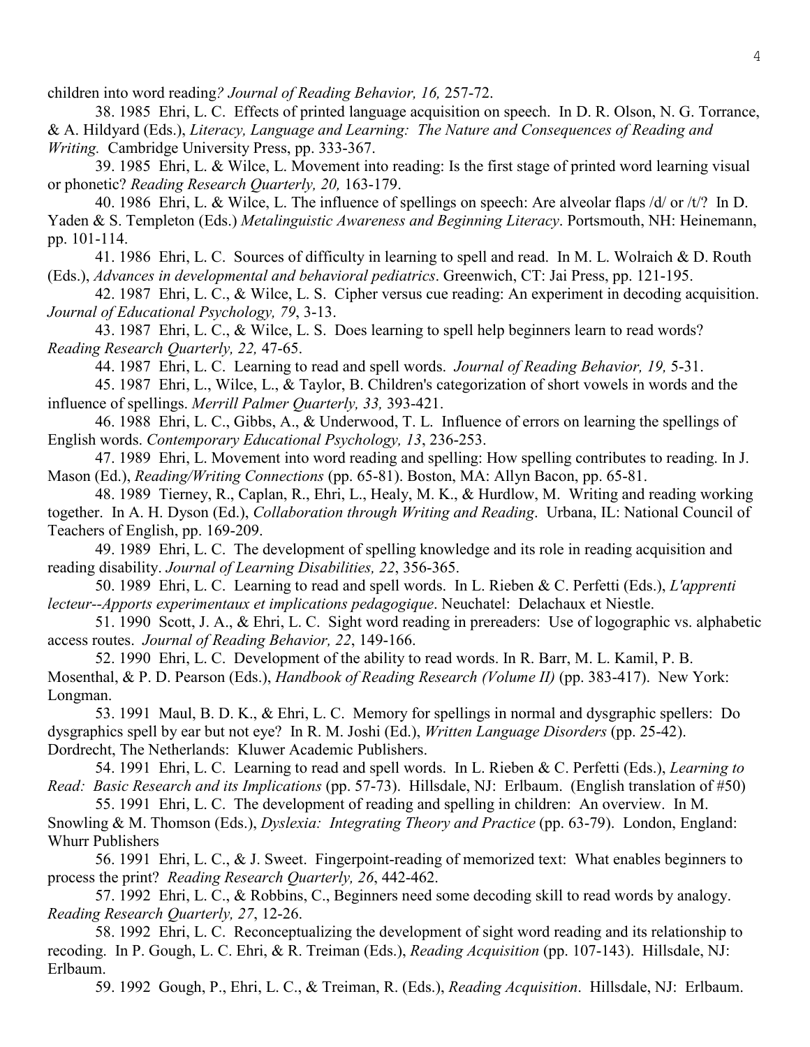children into word reading*? Journal of Reading Behavior, 16,* 257-72.

38. 1985 Ehri, L. C. Effects of printed language acquisition on speech. In D. R. Olson, N. G. Torrance, & A. Hildyard (Eds.), *Literacy, Language and Learning: The Nature and Consequences of Reading and Writing.* Cambridge University Press, pp. 333-367.

39. 1985 Ehri, L. & Wilce, L. Movement into reading: Is the first stage of printed word learning visual or phonetic? *Reading Research Quarterly, 20,* 163-179.

40. 1986 Ehri, L. & Wilce, L. The influence of spellings on speech: Are alveolar flaps /d/ or /t/? In D. Yaden & S. Templeton (Eds.) *Metalinguistic Awareness and Beginning Literacy*. Portsmouth, NH: Heinemann, pp. 101-114.

41. 1986 Ehri, L. C. Sources of difficulty in learning to spell and read. In M. L. Wolraich & D. Routh (Eds.), *Advances in developmental and behavioral pediatrics*. Greenwich, CT: Jai Press, pp. 121-195.

42. 1987 Ehri, L. C., & Wilce, L. S. Cipher versus cue reading: An experiment in decoding acquisition. *Journal of Educational Psychology, 79*, 3-13.

43. 1987 Ehri, L. C., & Wilce, L. S. Does learning to spell help beginners learn to read words? *Reading Research Quarterly, 22,* 47-65.

44. 1987 Ehri, L. C. Learning to read and spell words. *Journal of Reading Behavior, 19,* 5-31.

45. 1987 Ehri, L., Wilce, L., & Taylor, B. Children's categorization of short vowels in words and the influence of spellings. *Merrill Palmer Quarterly, 33,* 393-421.

46. 1988 Ehri, L. C., Gibbs, A., & Underwood, T. L. Influence of errors on learning the spellings of English words. *Contemporary Educational Psychology, 13*, 236-253.

47. 1989 Ehri, L. Movement into word reading and spelling: How spelling contributes to reading. In J. Mason (Ed.), *Reading/Writing Connections* (pp. 65-81). Boston, MA: Allyn Bacon, pp. 65-81.

48. 1989 Tierney, R., Caplan, R., Ehri, L., Healy, M. K., & Hurdlow, M. Writing and reading working together. In A. H. Dyson (Ed.), *Collaboration through Writing and Reading*. Urbana, IL: National Council of Teachers of English, pp. 169-209.

49. 1989 Ehri, L. C. The development of spelling knowledge and its role in reading acquisition and reading disability. *Journal of Learning Disabilities, 22*, 356-365.

50. 1989 Ehri, L. C. Learning to read and spell words. In L. Rieben & C. Perfetti (Eds.), *L'apprenti lecteur--Apports experimentaux et implications pedagogique*. Neuchatel: Delachaux et Niestle.

51. 1990 Scott, J. A., & Ehri, L. C. Sight word reading in prereaders: Use of logographic vs. alphabetic access routes. *Journal of Reading Behavior, 22*, 149-166.

52. 1990 Ehri, L. C. Development of the ability to read words. In R. Barr, M. L. Kamil, P. B. Mosenthal, & P. D. Pearson (Eds.), *Handbook of Reading Research (Volume II)* (pp. 383-417). New York: Longman.

53. 1991 Maul, B. D. K., & Ehri, L. C. Memory for spellings in normal and dysgraphic spellers: Do dysgraphics spell by ear but not eye? In R. M. Joshi (Ed.), *Written Language Disorders* (pp. 25-42). Dordrecht, The Netherlands: Kluwer Academic Publishers.

54. 1991 Ehri, L. C. Learning to read and spell words. In L. Rieben & C. Perfetti (Eds.), *Learning to Read: Basic Research and its Implications* (pp. 57-73). Hillsdale, NJ: Erlbaum. (English translation of #50)

55. 1991 Ehri, L. C. The development of reading and spelling in children: An overview. In M. Snowling & M. Thomson (Eds.), *Dyslexia: Integrating Theory and Practice* (pp. 63-79). London, England: Whurr Publishers

56. 1991 Ehri, L. C., & J. Sweet. Fingerpoint-reading of memorized text: What enables beginners to process the print? *Reading Research Quarterly, 26*, 442-462.

57. 1992 Ehri, L. C., & Robbins, C., Beginners need some decoding skill to read words by analogy. *Reading Research Quarterly, 27*, 12-26.

58. 1992 Ehri, L. C. Reconceptualizing the development of sight word reading and its relationship to recoding. In P. Gough, L. C. Ehri, & R. Treiman (Eds.), *Reading Acquisition* (pp. 107-143). Hillsdale, NJ: Erlbaum.

59. 1992 Gough, P., Ehri, L. C., & Treiman, R. (Eds.), *Reading Acquisition*. Hillsdale, NJ: Erlbaum.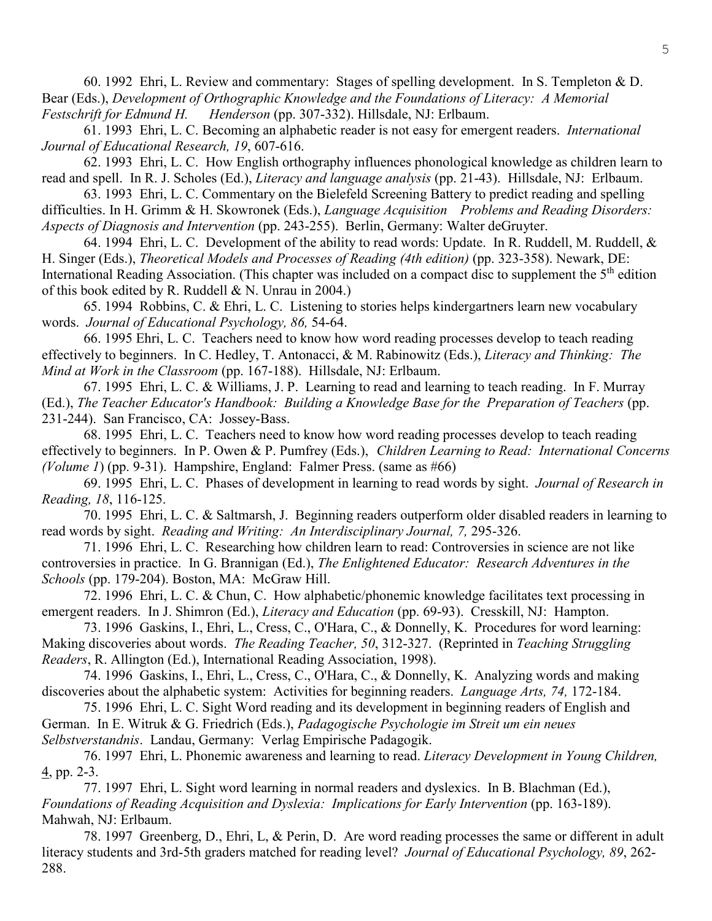60. 1992 Ehri, L. Review and commentary: Stages of spelling development. In S. Templeton & D. Bear (Eds.), *Development of Orthographic Knowledge and the Foundations of Literacy: A Memorial Festschrift for Edmund H. Henderson* (pp. 307-332). Hillsdale, NJ: Erlbaum.

61. 1993 Ehri, L. C. Becoming an alphabetic reader is not easy for emergent readers. *International Journal of Educational Research, 19*, 607-616.

62. 1993 Ehri, L. C. How English orthography influences phonological knowledge as children learn to read and spell. In R. J. Scholes (Ed.), *Literacy and language analysis* (pp. 21-43). Hillsdale, NJ: Erlbaum.

63. 1993 Ehri, L. C. Commentary on the Bielefeld Screening Battery to predict reading and spelling difficulties. In H. Grimm & H. Skowronek (Eds.), *Language Acquisition Problems and Reading Disorders: Aspects of Diagnosis and Intervention* (pp. 243-255). Berlin, Germany: Walter deGruyter.

64. 1994 Ehri, L. C. Development of the ability to read words: Update. In R. Ruddell, M. Ruddell, & H. Singer (Eds.), *Theoretical Models and Processes of Reading (4th edition)* (pp. 323-358). Newark, DE: International Reading Association. (This chapter was included on a compact disc to supplement the 5th edition of this book edited by R. Ruddell & N. Unrau in 2004.)

65. 1994 Robbins, C. & Ehri, L. C. Listening to stories helps kindergartners learn new vocabulary words. *Journal of Educational Psychology, 86,* 54-64.

66. 1995 Ehri, L. C. Teachers need to know how word reading processes develop to teach reading effectively to beginners. In C. Hedley, T. Antonacci, & M. Rabinowitz (Eds.), *Literacy and Thinking: The Mind at Work in the Classroom* (pp. 167-188). Hillsdale, NJ: Erlbaum.

67. 1995 Ehri, L. C. & Williams, J. P. Learning to read and learning to teach reading. In F. Murray (Ed.), *The Teacher Educator's Handbook: Building a Knowledge Base for the Preparation of Teachers* (pp. 231-244). San Francisco, CA: Jossey-Bass.

68. 1995 Ehri, L. C. Teachers need to know how word reading processes develop to teach reading effectively to beginners. In P. Owen & P. Pumfrey (Eds.), *Children Learning to Read: International Concerns (Volume 1)* (pp. 9-31). Hampshire, England: Falmer Press. (same as #66)

69. 1995 Ehri, L. C. Phases of development in learning to read words by sight. *Journal of Research in Reading, 18*, 116-125.

70. 1995 Ehri, L. C. & Saltmarsh, J. Beginning readers outperform older disabled readers in learning to read words by sight. *Reading and Writing: An Interdisciplinary Journal, 7,* 295-326.

71. 1996 Ehri, L. C. Researching how children learn to read: Controversies in science are not like controversies in practice. In G. Brannigan (Ed.), *The Enlightened Educator: Research Adventures in the Schools* (pp. 179-204). Boston, MA: McGraw Hill.

72. 1996 Ehri, L. C. & Chun, C. How alphabetic/phonemic knowledge facilitates text processing in emergent readers. In J. Shimron (Ed.), *Literacy and Education* (pp. 69-93). Cresskill, NJ: Hampton.

73. 1996 Gaskins, I., Ehri, L., Cress, C., O'Hara, C., & Donnelly, K. Procedures for word learning: Making discoveries about words. *The Reading Teacher, 50*, 312-327. (Reprinted in *Teaching Struggling Readers*, R. Allington (Ed.), International Reading Association, 1998).

74. 1996 Gaskins, I., Ehri, L., Cress, C., O'Hara, C., & Donnelly, K. Analyzing words and making discoveries about the alphabetic system: Activities for beginning readers. *Language Arts, 74,* 172-184.

75. 1996 Ehri, L. C. Sight Word reading and its development in beginning readers of English and German. In E. Witruk & G. Friedrich (Eds.), *Padagogische Psychologie im Streit um ein neues Selbstverstandnis*. Landau, Germany: Verlag Empirische Padagogik.

76. 1997 Ehri, L. Phonemic awareness and learning to read. *Literacy Development in Young Children,* 4, pp. 2-3.

77. 1997 Ehri, L. Sight word learning in normal readers and dyslexics. In B. Blachman (Ed.), *Foundations of Reading Acquisition and Dyslexia: Implications for Early Intervention* (pp. 163-189). Mahwah, NJ: Erlbaum.

78. 1997 Greenberg, D., Ehri, L, & Perin, D. Are word reading processes the same or different in adult literacy students and 3rd-5th graders matched for reading level? *Journal of Educational Psychology, 89*, 262-288.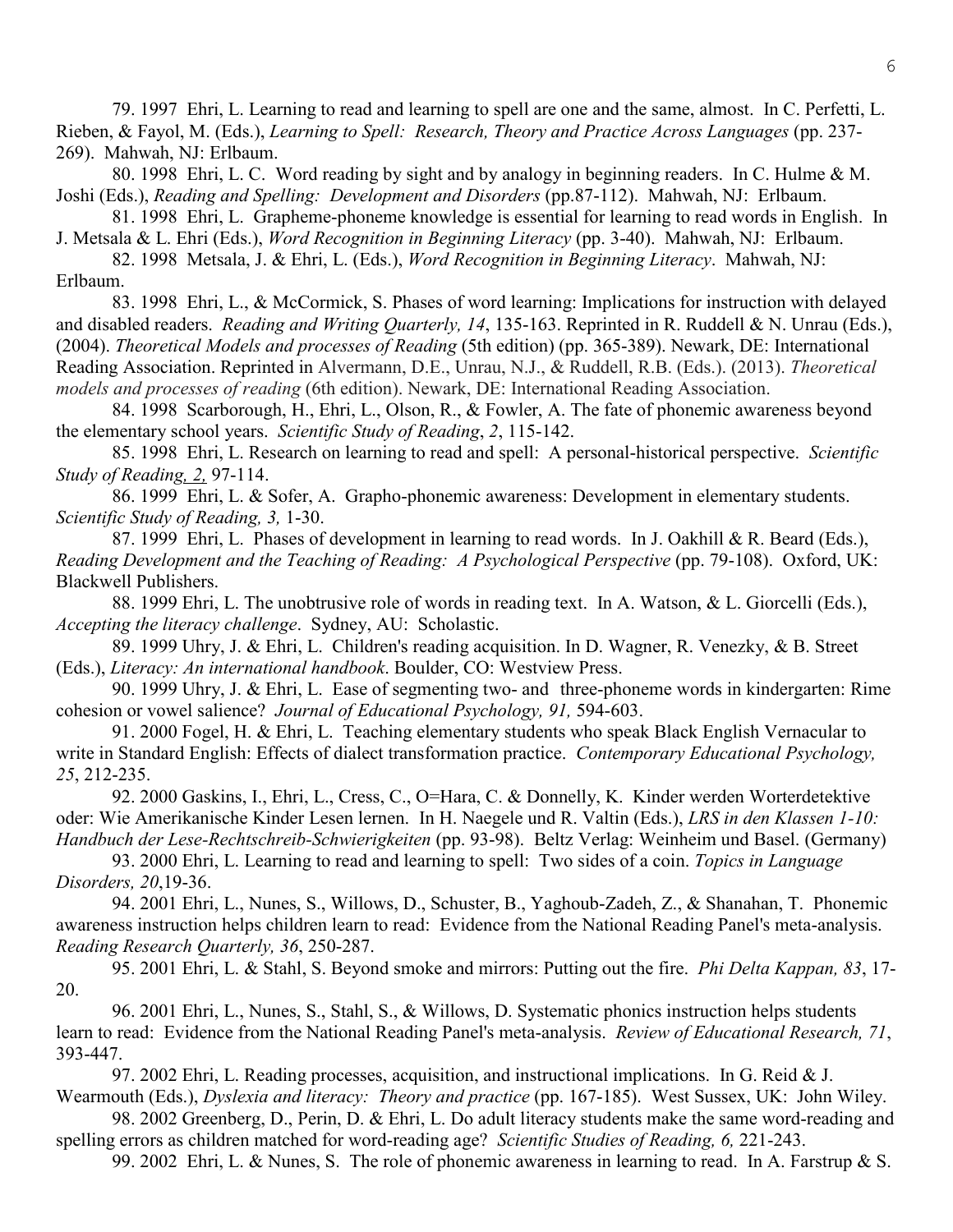79. 1997 Ehri, L. Learning to read and learning to spell are one and the same, almost. In C. Perfetti, L. Rieben, & Fayol, M. (Eds.), *Learning to Spell: Research, Theory and Practice Across Languages* (pp. 237-269). Mahwah, NJ: Erlbaum.

80. 1998 Ehri, L. C. Word reading by sight and by analogy in beginning readers. In C. Hulme & M. Joshi (Eds.), *Reading and Spelling: Development and Disorders* (pp.87-112). Mahwah, NJ: Erlbaum.

81. 1998 Ehri, L. Grapheme-phoneme knowledge is essential for learning to read words in English. In J. Metsala & L. Ehri (Eds.), *Word Recognition in Beginning Literacy* (pp. 3-40). Mahwah, NJ: Erlbaum.

82. 1998 Metsala, J. & Ehri, L. (Eds.), *Word Recognition in Beginning Literacy*. Mahwah, NJ: Erlbaum.

83. 1998 Ehri, L., & McCormick, S. Phases of word learning: Implications for instruction with delayed and disabled readers. *Reading and Writing Quarterly, 14*, 135-163. Reprinted in R. Ruddell & N. Unrau (Eds.), (2004). *Theoretical Models and processes of Reading* (5th edition) (pp. 365-389). Newark, DE: International Reading Association. Reprinted in Alvermann, D.E., Unrau, N.J., & Ruddell, R.B. (Eds.). (2013). *Theoretical models and processes of reading* (6th edition). Newark, DE: International Reading Association.

84. 1998 Scarborough, H., Ehri, L., Olson, R., & Fowler, A. The fate of phonemic awareness beyond the elementary school years. *Scientific Study of Reading*, *2*, 115-142.

85. 1998 Ehri, L. Research on learning to read and spell: A personal-historical perspective. *Scientific Study of Reading, 2,* 97-114.

86. 1999 Ehri, L. & Sofer, A. Grapho-phonemic awareness: Development in elementary students. *Scientific Study of Reading, 3,* 1-30.

87. 1999 Ehri, L. Phases of development in learning to read words. In J. Oakhill & R. Beard (Eds.), *Reading Development and the Teaching of Reading: A Psychological Perspective* (pp. 79-108). Oxford, UK: Blackwell Publishers.

88. 1999 Ehri, L. The unobtrusive role of words in reading text. In A. Watson, & L. Giorcelli (Eds.), *Accepting the literacy challenge*. Sydney, AU: Scholastic.

89. 1999 Uhry, J. & Ehri, L. Children's reading acquisition. In D. Wagner, R. Venezky, & B. Street (Eds.), *Literacy: An international handbook*. Boulder, CO: Westview Press.

90. 1999 Uhry, J. & Ehri, L. Ease of segmenting two- and three-phoneme words in kindergarten: Rime cohesion or vowel salience? *Journal of Educational Psychology, 91,* 594-603.

91. 2000 Fogel, H. & Ehri, L. Teaching elementary students who speak Black English Vernacular to write in Standard English: Effects of dialect transformation practice. *Contemporary Educational Psychology, 25*, 212-235.

92. 2000 Gaskins, I., Ehri, L., Cress, C., O=Hara, C. & Donnelly, K. Kinder werden Worterdetektive oder: Wie Amerikanische Kinder Lesen lernen. In H. Naegele und R. Valtin (Eds.), *LRS in den Klassen 1-10: Handbuch der Lese-Rechtschreib-Schwierigkeiten* (pp. 93-98). Beltz Verlag: Weinheim und Basel. (Germany)

93. 2000 Ehri, L. Learning to read and learning to spell: Two sides of a coin. *Topics in Language Disorders, 20*,19-36.

94. 2001 Ehri, L., Nunes, S., Willows, D., Schuster, B., Yaghoub-Zadeh, Z., & Shanahan, T. Phonemic awareness instruction helps children learn to read: Evidence from the National Reading Panel's meta-analysis. *Reading Research Quarterly, 36*, 250-287.

95. 2001 Ehri, L. & Stahl, S. Beyond smoke and mirrors: Putting out the fire. *Phi Delta Kappan, 83*, 17-20.

96. 2001 Ehri, L., Nunes, S., Stahl, S., & Willows, D. Systematic phonics instruction helps students learn to read: Evidence from the National Reading Panel's meta-analysis. *Review of Educational Research, 71*, 393-447.

97. 2002 Ehri, L. Reading processes, acquisition, and instructional implications. In G. Reid & J. Wearmouth (Eds.), *Dyslexia and literacy: Theory and practice* (pp. 167-185). West Sussex, UK: John Wiley.

98. 2002 Greenberg, D., Perin, D. & Ehri, L. Do adult literacy students make the same word-reading and spelling errors as children matched for word-reading age? *Scientific Studies of Reading, 6,* 221-243.

99. 2002 Ehri, L. & Nunes, S. The role of phonemic awareness in learning to read. In A. Farstrup & S.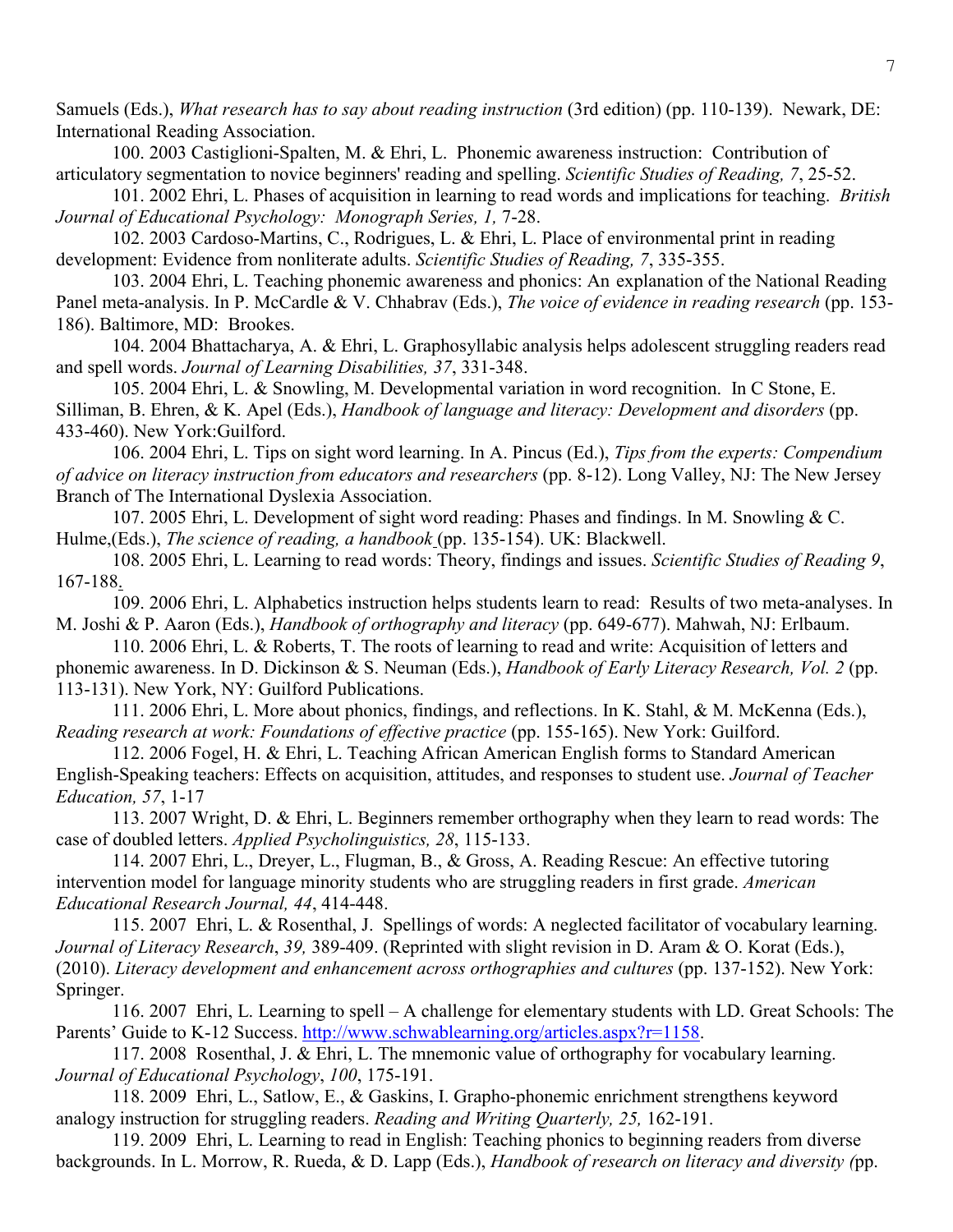Samuels (Eds.), *What research has to say about reading instruction* (3rd edition) (pp. 110-139). Newark, DE: International Reading Association.

100. 2003 Castiglioni-Spalten, M. & Ehri, L. Phonemic awareness instruction: Contribution of articulatory segmentation to novice beginners' reading and spelling. *Scientific Studies of Reading, 7*, 25-52.

101. 2002 Ehri, L. Phases of acquisition in learning to read words and implications for teaching. *British Journal of Educational Psychology: Monograph Series, 1,* 7-28.

102. 2003 Cardoso-Martins, C., Rodrigues, L. & Ehri, L. Place of environmental print in reading development: Evidence from nonliterate adults. *Scientific Studies of Reading, 7*, 335-355.

103. 2004 Ehri, L. Teaching phonemic awareness and phonics: An explanation of the National Reading Panel meta-analysis. In P. McCardle & V. Chhabrav (Eds.), *The voice of evidence in reading research* (pp. 153-186). Baltimore, MD: Brookes.

104. 2004 Bhattacharya, A. & Ehri, L. Graphosyllabic analysis helps adolescent struggling readers read and spell words. *Journal of Learning Disabilities, 37*, 331-348.

105. 2004 Ehri, L. & Snowling, M. Developmental variation in word recognition. In C Stone, E. Silliman, B. Ehren, & K. Apel (Eds.), *Handbook of language and literacy: Development and disorders* (pp. 433-460). New York:Guilford.

106. 2004 Ehri, L. Tips on sight word learning. In A. Pincus (Ed.), *Tips from the experts: Compendium of advice on literacy instruction from educators and researchers* (pp. 8-12). Long Valley, NJ: The New Jersey Branch of The International Dyslexia Association.

107. 2005 Ehri, L. Development of sight word reading: Phases and findings. In M. Snowling & C. Hulme,(Eds.), *The science of reading, a handbook* (pp. 135-154). UK: Blackwell.

108. 2005 Ehri, L. Learning to read words: Theory, findings and issues. *Scientific Studies of Reading 9*, 167-188.

109. 2006 Ehri, L. Alphabetics instruction helps students learn to read: Results of two meta-analyses. In M. Joshi & P. Aaron (Eds.), *Handbook of orthography and literacy* (pp. 649-677). Mahwah, NJ: Erlbaum.

110. 2006 Ehri, L. & Roberts, T. The roots of learning to read and write: Acquisition of letters and phonemic awareness. In D. Dickinson & S. Neuman (Eds.), *Handbook of Early Literacy Research, Vol. 2* (pp. 113-131). New York, NY: Guilford Publications.

111. 2006 Ehri, L. More about phonics, findings, and reflections. In K. Stahl, & M. McKenna (Eds.), *Reading research at work: Foundations of effective practice* (pp. 155-165). New York: Guilford.

112. 2006 Fogel, H. & Ehri, L. Teaching African American English forms to Standard American English-Speaking teachers: Effects on acquisition, attitudes, and responses to student use. *Journal of Teacher Education, 57*, 1-17

113. 2007 Wright, D. & Ehri, L. Beginners remember orthography when they learn to read words: The case of doubled letters. *Applied Psycholinguistics, 28*, 115-133.

114. 2007 Ehri, L., Dreyer, L., Flugman, B., & Gross, A. Reading Rescue: An effective tutoring intervention model for language minority students who are struggling readers in first grade. *American Educational Research Journal, 44*, 414-448.

115. 2007 Ehri, L. & Rosenthal, J. Spellings of words: A neglected facilitator of vocabulary learning. *Journal of Literacy Research*, *39,* 389-409. (Reprinted with slight revision in D. Aram & O. Korat (Eds.), (2010). *Literacy development and enhancement across orthographies and cultures* (pp. 137-152). New York: Springer.

116. 2007 Ehri, L. Learning to spell – A challenge for elementary students with LD. Great Schools: The Parents' Guide to K-12 Success. http://www.schwablearning.org/articles.aspx?r=1158.

117. 2008 Rosenthal, J. & Ehri, L. The mnemonic value of orthography for vocabulary learning. *Journal of Educational Psychology*, *100*, 175-191.

118. 2009 Ehri, L., Satlow, E., & Gaskins, I. Grapho-phonemic enrichment strengthens keyword analogy instruction for struggling readers. *Reading and Writing Quarterly, 25,* 162-191.

119. 2009 Ehri, L. Learning to read in English: Teaching phonics to beginning readers from diverse backgrounds. In L. Morrow, R. Rueda, & D. Lapp (Eds.), *Handbook of research on literacy and diversity (*pp.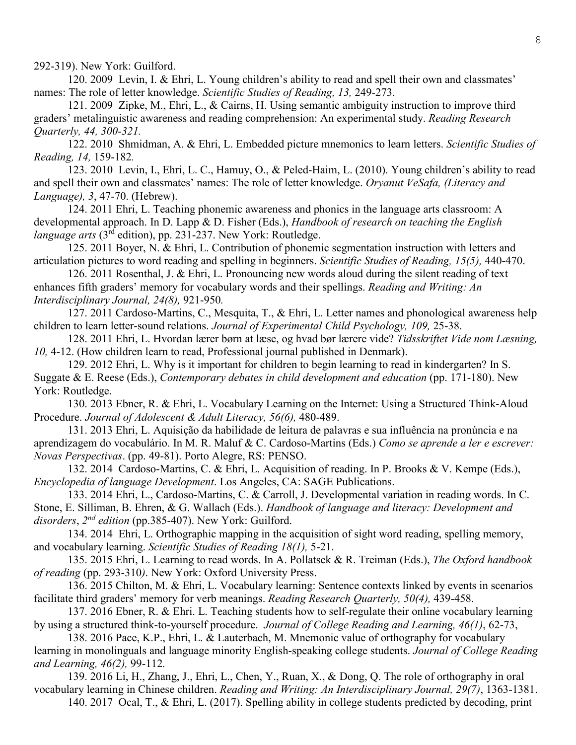292-319). New York: Guilford.

120. 2009 Levin, I. & Ehri, L. Young children's ability to read and spell their own and classmates' names: The role of letter knowledge. *Scientific Studies of Reading, 13,* 249-273.

121. 2009 Zipke, M., Ehri, L., & Cairns, H. Using semantic ambiguity instruction to improve third graders' metalinguistic awareness and reading comprehension: An experimental study. *Reading Research Quarterly, 44, 300-321.*

122. 2010 Shmidman, A. & Ehri, L. Embedded picture mnemonics to learn letters. *Scientific Studies of Reading, 14,* 159-182*.*

123. 2010 Levin, I., Ehri, L. C., Hamuy, O., & Peled-Haim, L. (2010). Young children's ability to read and spell their own and classmates' names: The role of letter knowledge. *Oryanut VeSafa, (Literacy and Language), 3*, 47-70. (Hebrew).

124. 2011 Ehri, L. Teaching phonemic awareness and phonics in the language arts classroom: A developmental approach. In D. Lapp & D. Fisher (Eds.), *Handbook of research on teaching the English language arts* (3rd edition), pp. 231-237. New York: Routledge.

125. 2011 Boyer, N. & Ehri, L. Contribution of phonemic segmentation instruction with letters and articulation pictures to word reading and spelling in beginners. *Scientific Studies of Reading, 15(5),* 440-470.

126. 2011 Rosenthal, J. & Ehri, L. Pronouncing new words aloud during the silent reading of text enhances fifth graders' memory for vocabulary words and their spellings. *Reading and Writing: An Interdisciplinary Journal, 24(8),* 921-950*.*

127. 2011 Cardoso-Martins, C., Mesquita, T., & Ehri, L. Letter names and phonological awareness help children to learn letter-sound relations. *Journal of Experimental Child Psychology, 109,* 25-38.

128. 2011 Ehri, L. Hvordan lærer børn at læse, og hvad bør lærere vide? *Tidsskriftet Vide nom Læsning, 10,* 4-12. (How children learn to read, Professional journal published in Denmark).

129. 2012 Ehri, L. Why is it important for children to begin learning to read in kindergarten? In S. Suggate & E. Reese (Eds.), *Contemporary debates in child development and education* (pp. 171-180). New York: Routledge.

130. 2013 Ebner, R. & Ehri, L. Vocabulary Learning on the Internet: Using a Structured Think-Aloud Procedure. *Journal of Adolescent & Adult Literacy, 56(6),* 480-489.

131. 2013 Ehri, L. Aquisição da habilidade de leitura de palavras e sua influência na pronúncia e na aprendizagem do vocabulário. In M. R. Maluf & C. Cardoso-Martins (Eds.) *Como se aprende a ler e escrever: Novas Perspectivas*. (pp. 49-81). Porto Alegre, RS: PENSO.

132. 2014 Cardoso-Martins, C. & Ehri, L. Acquisition of reading. In P. Brooks & V. Kempe (Eds.), *Encyclopedia of language Development*. Los Angeles, CA: SAGE Publications.

133. 2014 Ehri, L., Cardoso-Martins, C. & Carroll, J. Developmental variation in reading words. In C. Stone, E. Silliman, B. Ehren, & G. Wallach (Eds.). *Handbook of language and literacy: Development and disorders*, *2nd edition* (pp.385-407). New York: Guilford.

134. 2014 Ehri, L. Orthographic mapping in the acquisition of sight word reading, spelling memory, and vocabulary learning. *Scientific Studies of Reading 18(1),* 5-21.

135. 2015 Ehri, L. Learning to read words. In A. Pollatsek & R. Treiman (Eds.), *The Oxford handbook of reading* (pp. 293-310*)*. New York: Oxford University Press.

136. 2015 Chilton, M. & Ehri, L. Vocabulary learning: Sentence contexts linked by events in scenarios facilitate third graders' memory for verb meanings. *Reading Research Quarterly, 50(4),* 439-458.

137. 2016 Ebner, R. & Ehri. L. Teaching students how to self-regulate their online vocabulary learning by using a structured think-to-yourself procedure. *Journal of College Reading and Learning, 46(1)*, 62-73,

138. 2016 Pace, K.P., Ehri, L. & Lauterbach, M. Mnemonic value of orthography for vocabulary learning in monolinguals and language minority English-speaking college students. *Journal of College Reading and Learning, 46(2),* 99-112*.*

139. 2016 Li, H., Zhang, J., Ehri, L., Chen, Y., Ruan, X., & Dong, Q. The role of orthography in oral vocabulary learning in Chinese children. *Reading and Writing: An Interdisciplinary Journal, 29(7)*, 1363-1381.

140. 2017 Ocal, T., & Ehri, L. (2017). Spelling ability in college students predicted by decoding, print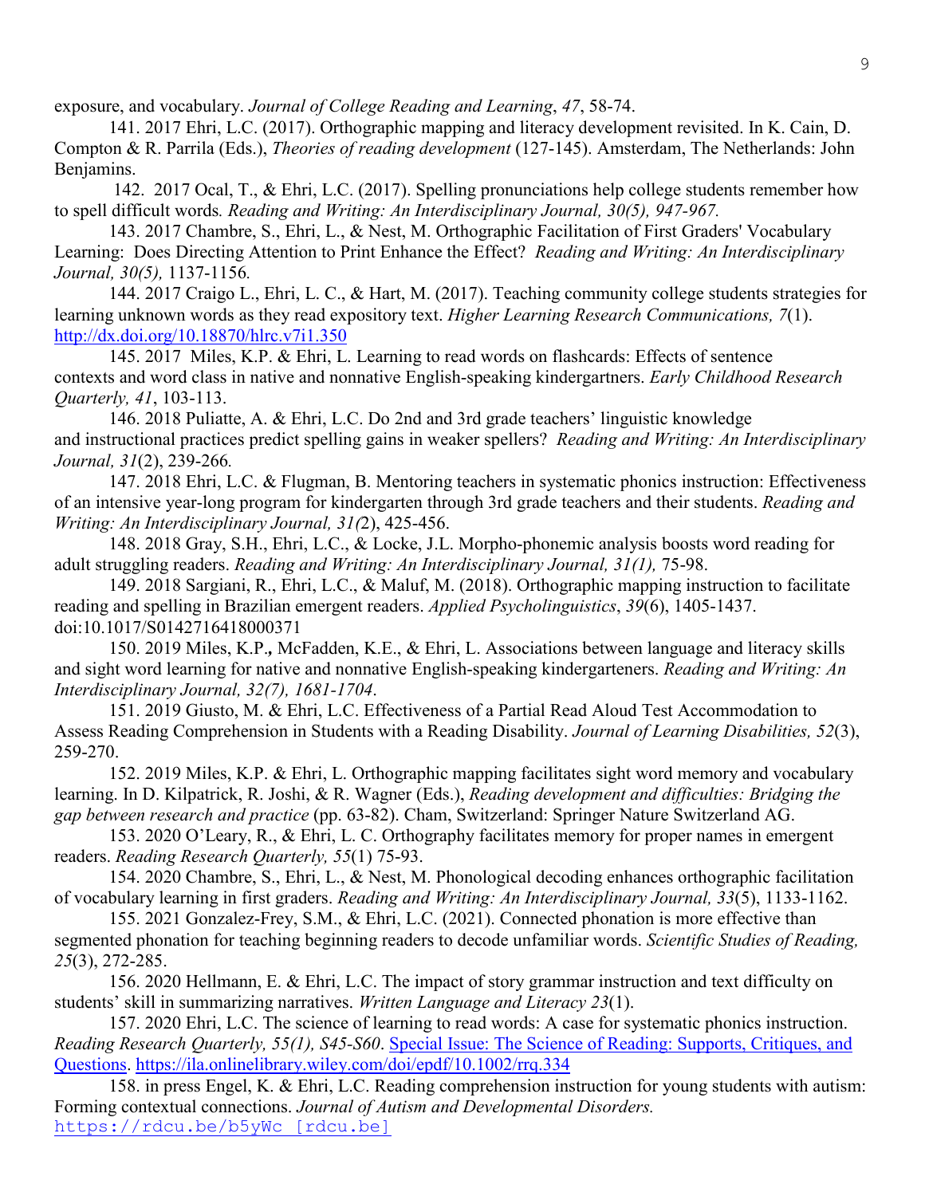exposure, and vocabulary. *Journal of College Reading and Learning*, *47*, 58-74.

141. 2017 Ehri, L.C. (2017). Orthographic mapping and literacy development revisited. In K. Cain, D. Compton & R. Parrila (Eds.), *Theories of reading development* (127-145). Amsterdam, The Netherlands: John Benjamins.

142. 2017 Ocal, T., & Ehri, L.C. (2017). Spelling pronunciations help college students remember how to spell difficult words*. Reading and Writing: An Interdisciplinary Journal, 30(5), 947-967.*

143. 2017 Chambre, S., Ehri, L., & Nest, M. Orthographic Facilitation of First Graders' Vocabulary Learning: Does Directing Attention to Print Enhance the Effect? *Reading and Writing: An Interdisciplinary Journal, 30(5),* 1137-1156*.*

144. 2017 Craigo L., Ehri, L. C., & Hart, M. (2017). Teaching community college students strategies for learning unknown words as they read expository text. *Higher Learning Research Communications, 7*(1). [http://dx.doi.org/10.18870/hlrc.v7i1.350](http://dx.doi.org/10.18870/hlrc.v7i1.350)

145. 2017 Miles, K.P. & Ehri, L. Learning to read words on flashcards: Effects of sentence contexts and word class in native and nonnative English-speaking kindergartners. *Early Childhood Research Quarterly, 41*, 103-113.

146. 2018 Puliatte, A. & Ehri, L.C. Do 2nd and 3rd grade teachers' linguistic knowledge and instructional practices predict spelling gains in weaker spellers? *Reading and Writing: An Interdisciplinary Journal, 31*(2), 239-266*.*

147. 2018 Ehri, L.C. & Flugman, B. Mentoring teachers in systematic phonics instruction: Effectiveness of an intensive year-long program for kindergarten through 3rd grade teachers and their students. *Reading and Writing: An Interdisciplinary Journal, 31(*2), 425-456.

148. 2018 Gray, S.H., Ehri, L.C., & Locke, J.L. Morpho-phonemic analysis boosts word reading for adult struggling readers. *Reading and Writing: An Interdisciplinary Journal, 31(1),* 75-98.

149. 2018 Sargiani, R., Ehri, L.C., & Maluf, M. (2018). Orthographic mapping instruction to facilitate reading and spelling in Brazilian emergent readers. *Applied Psycholinguistics*, *39*(6), 1405-1437. doi:10.1017/S0142716418000371

150. 2019 Miles, K.P.**,** McFadden, K.E., & Ehri, L. Associations between language and literacy skills and sight word learning for native and nonnative English-speaking kindergarteners. *Reading and Writing: An Interdisciplinary Journal, 32(7), 1681-1704*.

151. 2019 Giusto, M. & Ehri, L.C. Effectiveness of a Partial Read Aloud Test Accommodation to Assess Reading Comprehension in Students with a Reading Disability. *Journal of Learning Disabilities, 52*(3), 259-270.

152. 2019 Miles, K.P. & Ehri, L. Orthographic mapping facilitates sight word memory and vocabulary learning. In D. Kilpatrick, R. Joshi, & R. Wagner (Eds.), *Reading development and difficulties: Bridging the gap between research and practice* (pp. 63-82). Cham, Switzerland: Springer Nature Switzerland AG.

153. 2020 O'Leary, R., & Ehri, L. C. Orthography facilitates memory for proper names in emergent readers. *Reading Research Quarterly, 55*(1) 75-93.

154. 2020 Chambre, S., Ehri, L., & Nest, M. Phonological decoding enhances orthographic facilitation of vocabulary learning in first graders. *Reading and Writing: An Interdisciplinary Journal, 33*(5), 1133-1162.

155. 2021 Gonzalez-Frey, S.M., & Ehri, L.C. (2021). Connected phonation is more effective than segmented phonation for teaching beginning readers to decode unfamiliar words. *Scientific Studies of Reading, 25*(3), 272-285.

156. 2020 Hellmann, E. & Ehri, L.C. The impact of story grammar instruction and text difficulty on students' skill in summarizing narratives. *Written Language and Literacy 23*(1).

157. 2020 Ehri, L.C. The science of learning to read words: A case for systematic phonics instruction. *Reading Research Quarterly, 55(1), S45-S60*. [Special Issue: The Science of Reading: Supports, Critiques, and Questions](). [https://ila.onlinelibrary.wiley.com/doi/epdf/10.1002/rrq.334](https://ila.onlinelibrary.wiley.com/doi/epdf/10.1002/rrq.334)

158. in press Engel, K. & Ehri, L.C. Reading comprehension instruction for young students with autism: Forming contextual connections. *Journal of Autism and Developmental Disorders.* [https://rdcu.be/b5yWc [rdcu.be]](https://rdcu.be/b5yWc)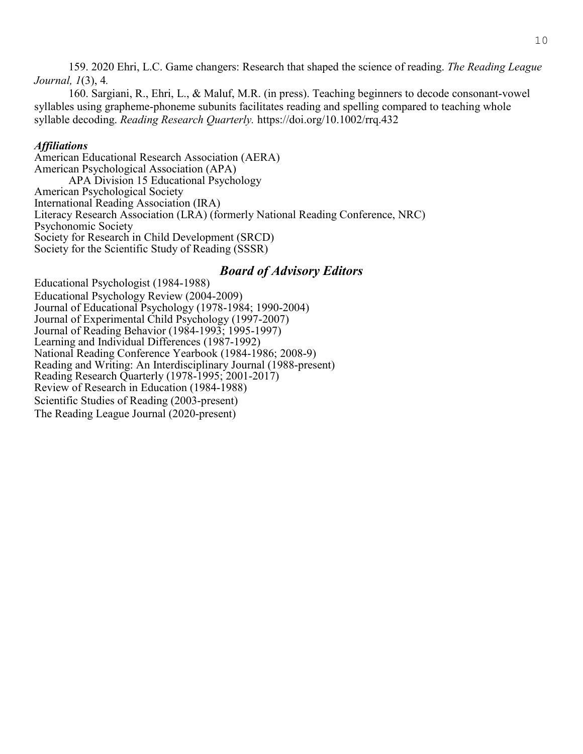159. 2020 Ehri, L.C. Game changers: Research that shaped the science of reading. *The Reading League Journal, 1*(3), 4*.*

160. Sargiani, R., Ehri, L., & Maluf, M.R. (in press). Teaching beginners to decode consonant-vowel syllables using grapheme-phoneme subunits facilitates reading and spelling compared to teaching whole syllable decoding. *Reading Research Quarterly.* https://doi.org/10.1002/rrq.432

***Affiliations***

American Educational Research Association (AERA)
American Psychological Association (APA)
    APA Division 15 Educational Psychology
American Psychological Society
International Reading Association (IRA)
Literacy Research Association (LRA) (formerly National Reading Conference, NRC)
Psychonomic Society
Society for Research in Child Development (SRCD)
Society for the Scientific Study of Reading (SSSR)

## ***Board of Advisory Editors***

Educational Psychologist (1984-1988)
Educational Psychology Review (2004-2009)
Journal of Educational Psychology (1978-1984; 1990-2004)
Journal of Experimental Child Psychology (1997-2007)
Journal of Reading Behavior (1984-1993; 1995-1997)
Learning and Individual Differences (1987-1992)
National Reading Conference Yearbook (1984-1986; 2008-9)
Reading and Writing: An Interdisciplinary Journal (1988-present)
Reading Research Quarterly (1978-1995; 2001-2017)
Review of Research in Education (1984-1988)
Scientific Studies of Reading (2003-present)
The Reading League Journal (2020-present)